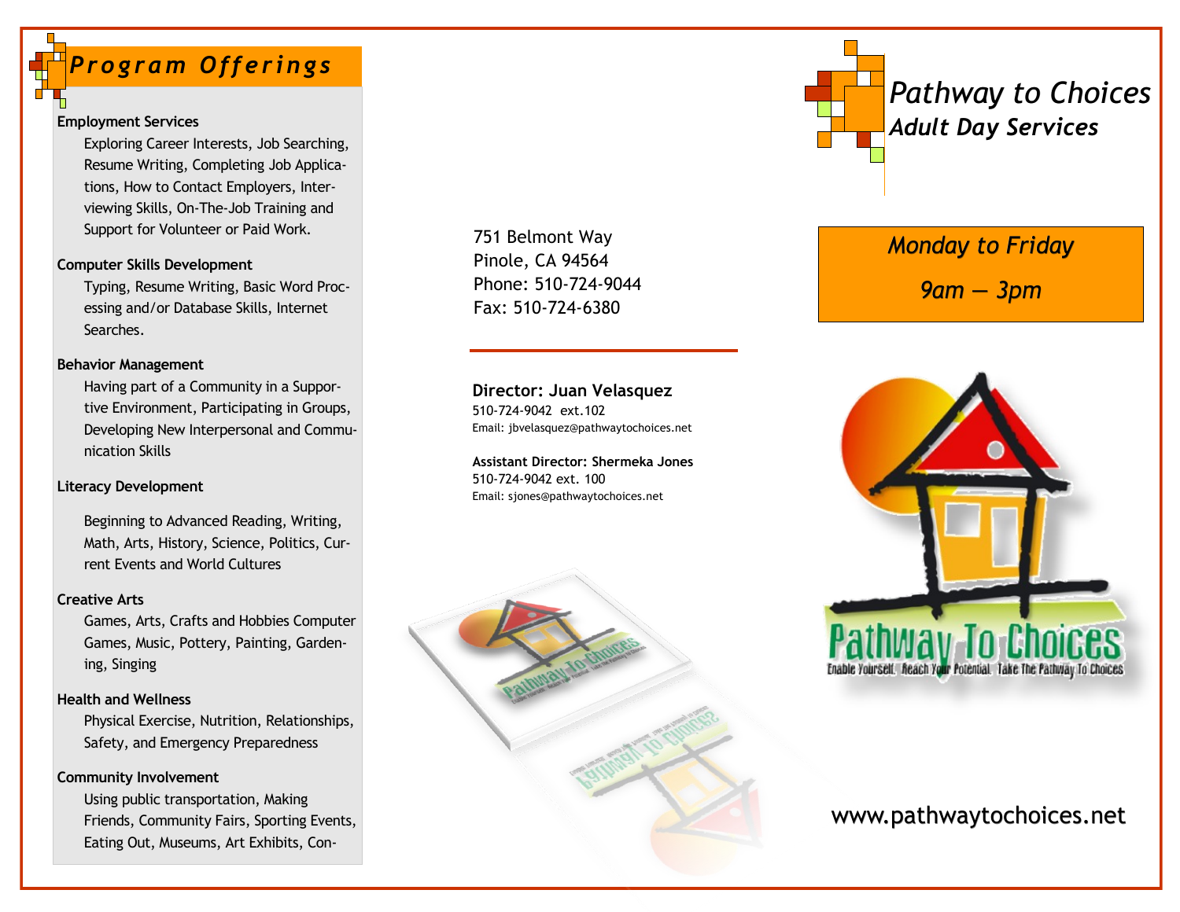## Program Offerings

**Employment Services**

Exploring Career Interests, Job Searching, Resume Writing, Completing Job Applications, How to Contact Employers, Interviewing Skills, On-The-Job Training and Support for Volunteer or Paid Work.

**Computer Skills Development**

Typing, Resume Writing, Basic Word Processing and/or Database Skills, Internet Searches.

**Behavior Management**

Having part of a Community in a Supportive Environment, Participating in Groups, Developing New Interpersonal and Communication Skills

**Literacy Development**

Beginning to Advanced Reading, Writing, Math, Arts, History, Science, Politics, Current Events and World Cultures

**Creative Arts**

Games, Arts, Crafts and Hobbies Computer Games, Music, Pottery, Painting, Gardening, Singing

**Health and Wellness**

Physical Exercise, Nutrition, Relationships, Safety, and Emergency Preparedness

**Community Involvement**

Using public transportation, Making Friends, Community Fairs, Sporting Events, Eating Out, Museums, Art Exhibits, Con-

751 Belmont Way
Pinole, CA 94564
Phone: 510-724-9044
Fax: 510-724-6380

**Director: Juan Velasquez**
510-724-9042 ext.102
Email: jbvelasquez@pathwaytochoices.net

**Assistant Director: Shermeka Jones**
510-724-9042 ext. 100
Email: sjones@pathwaytochoices.net

# *Pathway to Choices*
## *Adult Day Services*

*Monday to Friday*

*9am — 3pm*

Pathway To Choices
Enable Yourself. Reach Your Potential. Take The Pathway To Choices

www.pathwaytochoices.net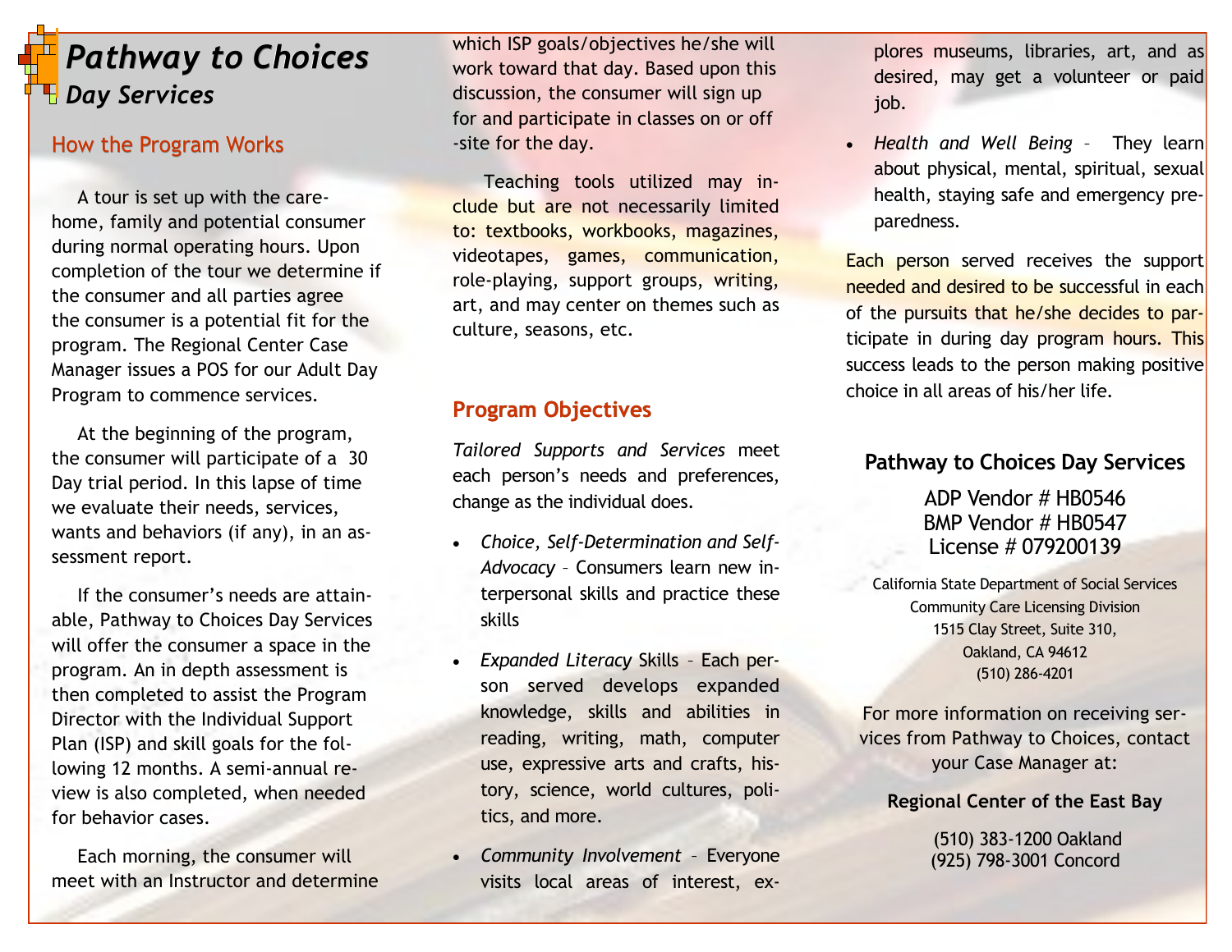# Pathway to Choices
## Day Services

### How the Program Works

A tour is set up with the care-home, family and potential consumer during normal operating hours. Upon completion of the tour we determine if the consumer and all parties agree the consumer is a potential fit for the program. The Regional Center Case Manager issues a POS for our Adult Day Program to commence services.

At the beginning of the program, the consumer will participate of a 30 Day trial period. In this lapse of time we evaluate their needs, services, wants and behaviors (if any), in an assessment report.

If the consumer's needs are attainable, Pathway to Choices Day Services will offer the consumer a space in the program. An in depth assessment is then completed to assist the Program Director with the Individual Support Plan (ISP) and skill goals for the following 12 months. A semi-annual review is also completed, when needed for behavior cases.

Each morning, the consumer will meet with an Instructor and determine which ISP goals/objectives he/she will work toward that day. Based upon this discussion, the consumer will sign up for and participate in classes on or off-site for the day.

Teaching tools utilized may include but are not necessarily limited to: textbooks, workbooks, magazines, videotapes, games, communication, role-playing, support groups, writing, art, and may center on themes such as culture, seasons, etc.

### Program Objectives

*Tailored Supports and Services* meet each person's needs and preferences, change as the individual does.

- *Choice, Self-Determination and Self-Advocacy* – Consumers learn new interpersonal skills and practice these skills
- *Expanded Literacy* Skills – Each person served develops expanded knowledge, skills and abilities in reading, writing, math, computer use, expressive arts and crafts, history, science, world cultures, politics, and more.
- *Community Involvement* – Everyone visits local areas of interest, explores museums, libraries, art, and as desired, may get a volunteer or paid job.
- *Health and Well Being* – They learn about physical, mental, spiritual, sexual health, staying safe and emergency preparedness.

Each person served receives the support needed and desired to be successful in each of the pursuits that he/she decides to participate in during day program hours. This success leads to the person making positive choice in all areas of his/her life.

**Pathway to Choices Day Services**

ADP Vendor # HB0546
BMP Vendor # HB0547
License # 079200139

California State Department of Social Services
Community Care Licensing Division
1515 Clay Street, Suite 310,
Oakland, CA 94612
(510) 286-4201

For more information on receiving services from Pathway to Choices, contact your Case Manager at:

**Regional Center of the East Bay**

(510) 383-1200 Oakland
(925) 798-3001 Concord